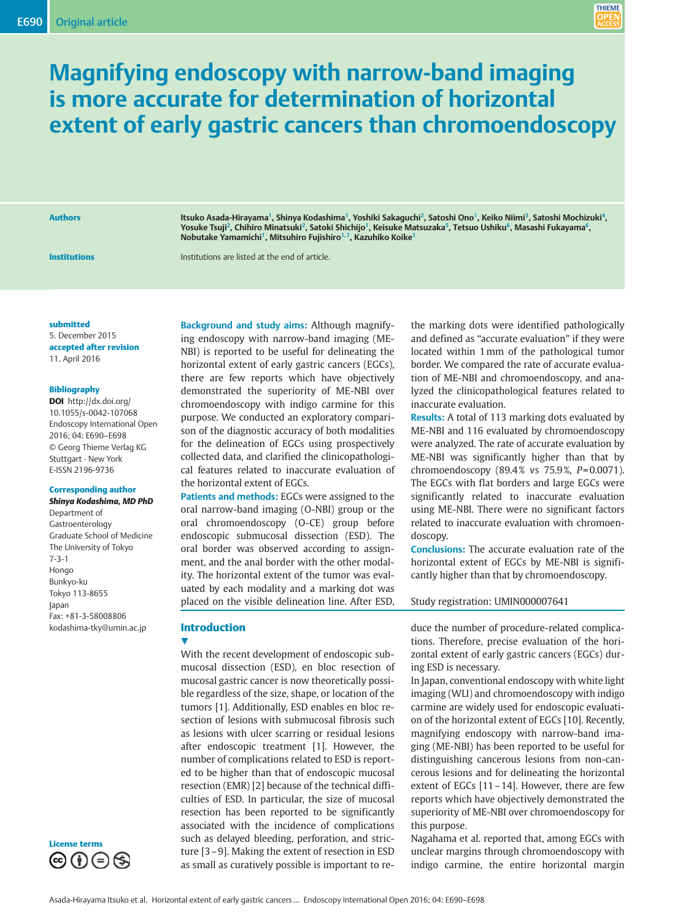# Magnifying endoscopy with narrow-band imaging is more accurate for determination of horizontal extent of early gastric cancers than chromoendoscopy

**Authors**

Itsuko Asada-Hirayama[1], Shinya Kodashima[1], Yoshiki Sakaguchi[2], Satoshi Ono[1], Keiko Niimi[3], Satoshi Mochizuki[4], Yosuke Tsuji[2], Chihiro Minatsuki[2], Satoki Shichijo[1], Keisuke Matsuzaka[5], Tetsuo Ushiku[6], Masashi Fukayama[6], Nobutake Yamamichi[1], Mitsuhiro Fujishiro[1,7], Kazuhiko Koike[1]

**Institutions**

Institutions are listed at the end of article.

**submitted**
5. December 2015
**accepted after revision**
11. April 2016

**Bibliography**
**DOI** http://dx.doi.org/10.1055/s-0042-107068
Endoscopy International Open 2016; 04: E690–E698
© Georg Thieme Verlag KG Stuttgart · New York
E-ISSN 2196-9736

**Corresponding author**
***Shinya Kodashima, MD PhD***
Department of Gastroenterology
Graduate School of Medicine
The University of Tokyo
7-3-1
Hongo
Bunkyo-ku
Tokyo 113-8655
Japan
Fax: +81-3-58008806
kodashima-tky@umin.ac.jp

**License terms**

**Background and study aims:** Although magnifying endoscopy with narrow-band imaging (ME-NBI) is reported to be useful for delineating the horizontal extent of early gastric cancers (EGCs), there are few reports which have objectively demonstrated the superiority of ME-NBI over chromoendoscopy with indigo carmine for this purpose. We conducted an exploratory comparison of the diagnostic accuracy of both modalities for the delineation of EGCs using prospectively collected data, and clarified the clinicopathological features related to inaccurate evaluation of the horizontal extent of EGCs.

**Patients and methods:** EGCs were assigned to the oral narrow-band imaging (O-NBI) group or the oral chromoendoscopy (O-CE) group before endoscopic submucosal dissection (ESD). The oral border was observed according to assignment, and the anal border with the other modality. The horizontal extent of the tumor was evaluated by each modality and a marking dot was placed on the visible delineation line. After ESD, the marking dots were identified pathologically and defined as "accurate evaluation" if they were located within 1 mm of the pathological tumor border. We compared the rate of accurate evaluation of ME-NBI and chromoendoscopy, and analyzed the clinicopathological features related to inaccurate evaluation.

**Results:** A total of 113 marking dots evaluated by ME-NBI and 116 evaluated by chromoendoscopy were analyzed. The rate of accurate evaluation by ME-NBI was significantly higher than that by chromoendoscopy (89.4% vs 75.9%, $P$=0.0071). The EGCs with flat borders and large EGCs were significantly related to inaccurate evaluation using ME-NBI. There were no significant factors related to inaccurate evaluation with chromoendoscopy.

**Conclusions:** The accurate evaluation rate of the horizontal extent of EGCs by ME-NBI is significantly higher than that by chromoendoscopy.

Study registration: UMIN000007641

## Introduction

With the recent development of endoscopic submucosal dissection (ESD), en bloc resection of mucosal gastric cancer is now theoretically possible regardless of the size, shape, or location of the tumors [1]. Additionally, ESD enables en bloc resection of lesions with submucosal fibrosis such as lesions with ulcer scarring or residual lesions after endoscopic treatment [1]. However, the number of complications related to ESD is reported to be higher than that of endoscopic mucosal resection (EMR) [2] because of the technical difficulties of ESD. In particular, the size of mucosal resection has been reported to be significantly associated with the incidence of complications such as delayed bleeding, perforation, and stricture [3–9]. Making the extent of resection in ESD as small as curatively possible is important to reduce the number of procedure-related complications. Therefore, precise evaluation of the horizontal extent of early gastric cancers (EGCs) during ESD is necessary.

In Japan, conventional endoscopy with white light imaging (WLI) and chromoendoscopy with indigo carmine are widely used for endoscopic evaluation of the horizontal extent of EGCs [10]. Recently, magnifying endoscopy with narrow-band imaging (ME-NBI) has been reported to be useful for distinguishing cancerous lesions from non-cancerous lesions and for delineating the horizontal extent of EGCs [11–14]. However, there are few reports which have objectively demonstrated the superiority of ME-NBI over chromoendoscopy for this purpose.

Nagahama et al. reported that, among EGCs with unclear margins through chromoendoscopy with indigo carmine, the entire horizontal margin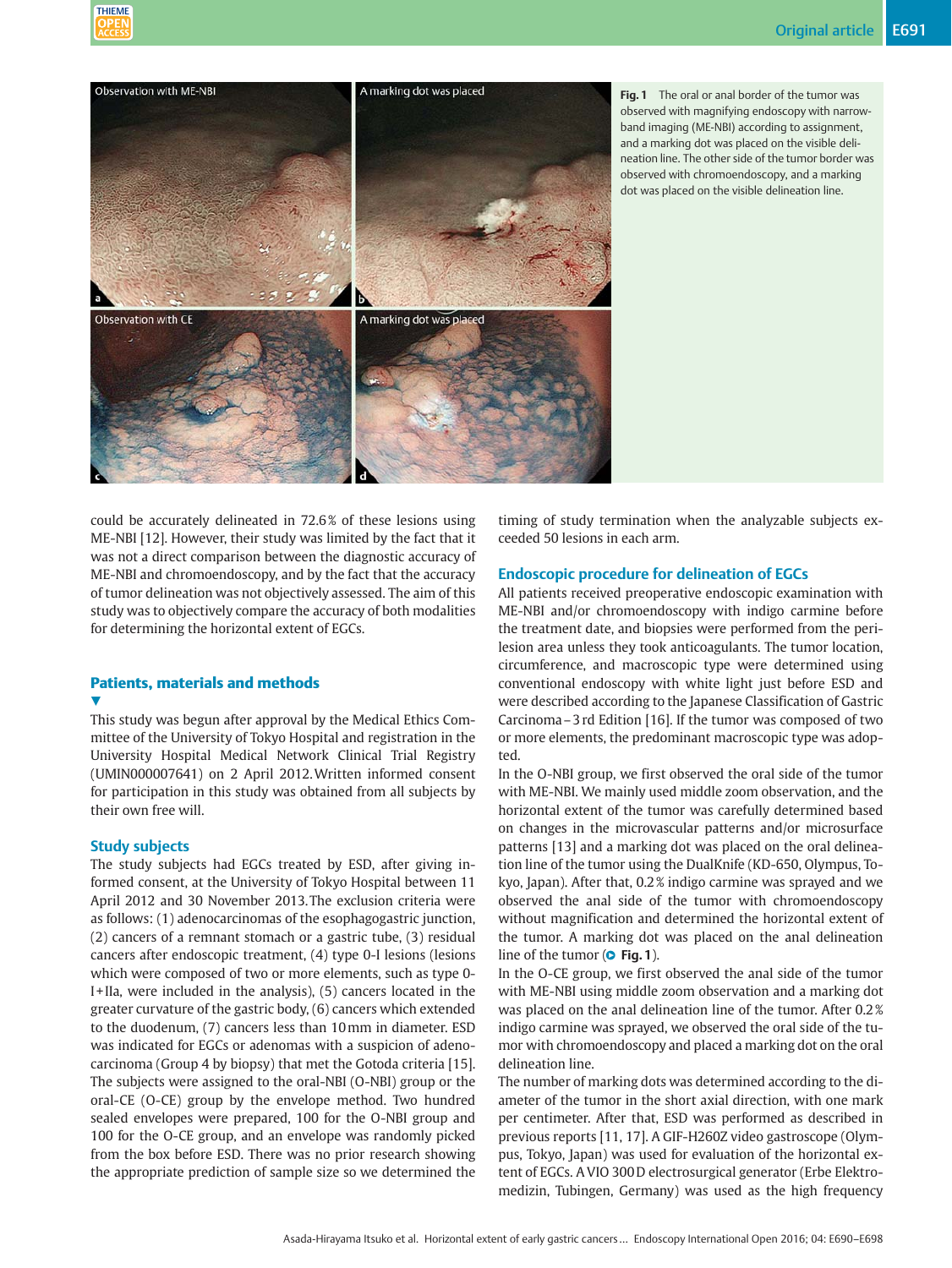**Fig. 1** The oral or anal border of the tumor was observed with magnifying endoscopy with narrow-band imaging (ME-NBI) according to assignment, and a marking dot was placed on the visible delineation line. The other side of the tumor border was observed with chromoendoscopy, and a marking dot was placed on the visible delineation line.

could be accurately delineated in 72.6 % of these lesions using ME-NBI [12]. However, their study was limited by the fact that it was not a direct comparison between the diagnostic accuracy of ME-NBI and chromoendoscopy, and by the fact that the accuracy of tumor delineation was not objectively assessed. The aim of this study was to objectively compare the accuracy of both modalities for determining the horizontal extent of EGCs.

## Patients, materials and methods

This study was begun after approval by the Medical Ethics Committee of the University of Tokyo Hospital and registration in the University Hospital Medical Network Clinical Trial Registry (UMIN000007641) on 2 April 2012. Written informed consent for participation in this study was obtained from all subjects by their own free will.

### Study subjects

The study subjects had EGCs treated by ESD, after giving informed consent, at the University of Tokyo Hospital between 11 April 2012 and 30 November 2013. The exclusion criteria were as follows: (1) adenocarcinomas of the esophagogastric junction, (2) cancers of a remnant stomach or a gastric tube, (3) residual cancers after endoscopic treatment, (4) type 0-I lesions (lesions which were composed of two or more elements, such as type 0-I+IIa, were included in the analysis), (5) cancers located in the greater curvature of the gastric body, (6) cancers which extended to the duodenum, (7) cancers less than 10 mm in diameter. ESD was indicated for EGCs or adenomas with a suspicion of adenocarcinoma (Group 4 by biopsy) that met the Gotoda criteria [15]. The subjects were assigned to the oral-NBI (O-NBI) group or the oral-CE (O-CE) group by the envelope method. Two hundred sealed envelopes were prepared, 100 for the O-NBI group and 100 for the O-CE group, and an envelope was randomly picked from the box before ESD. There was no prior research showing the appropriate prediction of sample size so we determined the timing of study termination when the analyzable subjects exceeded 50 lesions in each arm.

### Endoscopic procedure for delineation of EGCs

All patients received preoperative endoscopic examination with ME-NBI and/or chromoendoscopy with indigo carmine before the treatment date, and biopsies were performed from the perilesion area unless they took anticoagulants. The tumor location, circumference, and macroscopic type were determined using conventional endoscopy with white light just before ESD and were described according to the Japanese Classification of Gastric Carcinoma – 3 rd Edition [16]. If the tumor was composed of two or more elements, the predominant macroscopic type was adopted.

In the O-NBI group, we first observed the oral side of the tumor with ME-NBI. We mainly used middle zoom observation, and the horizontal extent of the tumor was carefully determined based on changes in the microvascular patterns and/or microsurface patterns [13] and a marking dot was placed on the oral delineation line of the tumor using the DualKnife (KD-650, Olympus, Tokyo, Japan). After that, 0.2 % indigo carmine was sprayed and we observed the anal side of the tumor with chromoendoscopy without magnification and determined the horizontal extent of the tumor. A marking dot was placed on the anal delineation line of the tumor (Fig. 1).

In the O-CE group, we first observed the anal side of the tumor with ME-NBI using middle zoom observation and a marking dot was placed on the anal delineation line of the tumor. After 0.2 % indigo carmine was sprayed, we observed the oral side of the tumor with chromoendoscopy and placed a marking dot on the oral delineation line.

The number of marking dots was determined according to the diameter of the tumor in the short axial direction, with one mark per centimeter. After that, ESD was performed as described in previous reports [11, 17]. A GIF-H260Z video gastroscope (Olympus, Tokyo, Japan) was used for evaluation of the horizontal extent of EGCs. A VIO 300 D electrosurgical generator (Erbe Elektromedizin, Tubingen, Germany) was used as the high frequency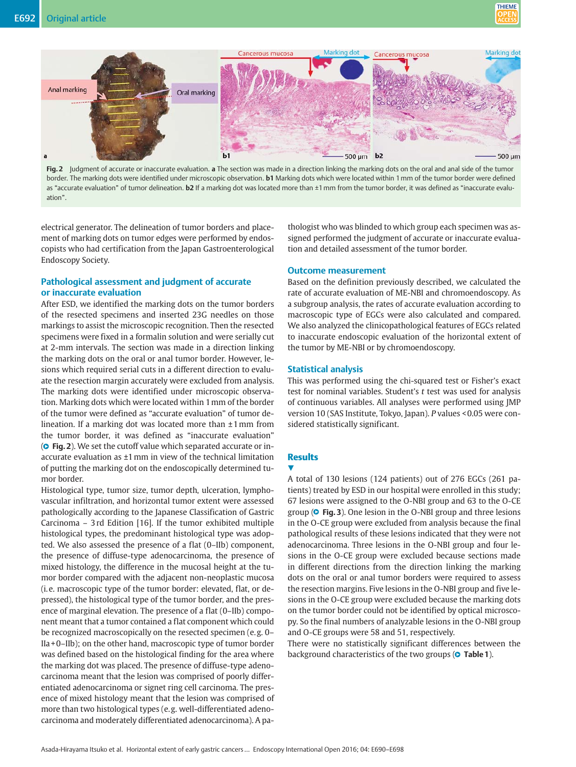**Fig. 2** Judgment of accurate or inaccurate evaluation. **a** The section was made in a direction linking the marking dots on the oral and anal side of the tumor border. The marking dots were identified under microscopic observation. **b1** Marking dots which were located within 1 mm of the tumor border were defined as "accurate evaluation" of tumor delineation. **b2** If a marking dot was located more than ±1 mm from the tumor border, it was defined as "inaccurate evaluation".

electrical generator. The delineation of tumor borders and placement of marking dots on tumor edges were performed by endoscopists who had certification from the Japan Gastroenterological Endoscopy Society.

### Pathological assessment and judgment of accurate or inaccurate evaluation

After ESD, we identified the marking dots on the tumor borders of the resected specimens and inserted 23G needles on those markings to assist the microscopic recognition. Then the resected specimens were fixed in a formalin solution and were serially cut at 2-mm intervals. The section was made in a direction linking the marking dots on the oral or anal tumor border. However, lesions which required serial cuts in a different direction to evaluate the resection margin accurately were excluded from analysis. The marking dots were identified under microscopic observation. Marking dots which were located within 1 mm of the border of the tumor were defined as "accurate evaluation" of tumor delineation. If a marking dot was located more than ±1 mm from the tumor border, it was defined as "inaccurate evaluation" (**Fig. 2**). We set the cutoff value which separated accurate or inaccurate evaluation as ±1 mm in view of the technical limitation of putting the marking dot on the endoscopically determined tumor border.

Histological type, tumor size, tumor depth, ulceration, lymphovascular infiltration, and horizontal tumor extent were assessed pathologically according to the Japanese Classification of Gastric Carcinoma – 3rd Edition [16]. If the tumor exhibited multiple histological types, the predominant histological type was adopted. We also assessed the presence of a flat (0–IIb) component, the presence of diffuse-type adenocarcinoma, the presence of mixed histology, the difference in the mucosal height at the tumor border compared with the adjacent non-neoplastic mucosa (i.e. macroscopic type of the tumor border: elevated, flat, or depressed), the histological type of the tumor border, and the presence of marginal elevation. The presence of a flat (0–IIb) component meant that a tumor contained a flat component which could be recognized macroscopically on the resected specimen (e.g. 0–IIa+0–IIb); on the other hand, macroscopic type of tumor border was defined based on the histological finding for the area where the marking dot was placed. The presence of diffuse-type adenocarcinoma meant that the lesion was comprised of poorly differentiated adenocarcinoma or signet ring cell carcinoma. The presence of mixed histology meant that the lesion was comprised of more than two histological types (e.g. well-differentiated adenocarcinoma and moderately differentiated adenocarcinoma). A pathologist who was blinded to which group each specimen was assigned performed the judgment of accurate or inaccurate evaluation and detailed assessment of the tumor border.

### Outcome measurement

Based on the definition previously described, we calculated the rate of accurate evaluation of ME-NBI and chromoendoscopy. As a subgroup analysis, the rates of accurate evaluation according to macroscopic type of EGCs were also calculated and compared. We also analyzed the clinicopathological features of EGCs related to inaccurate endoscopic evaluation of the horizontal extent of the tumor by ME-NBI or by chromoendoscopy.

### Statistical analysis

This was performed using the chi-squared test or Fisher's exact test for nominal variables. Student's *t* test was used for analysis of continuous variables. All analyses were performed using JMP version 10 (SAS Institute, Tokyo, Japan). *P* values $<0.05$ were considered statistically significant.

## Results

A total of 130 lesions (124 patients) out of 276 EGCs (261 patients) treated by ESD in our hospital were enrolled in this study; 67 lesions were assigned to the O-NBI group and 63 to the O-CE group (**Fig. 3**). One lesion in the O-NBI group and three lesions in the O-CE group were excluded from analysis because the final pathological results of these lesions indicated that they were not adenocarcinoma. Three lesions in the O-NBI group and four lesions in the O-CE group were excluded because sections made in different directions from the direction linking the marking dots on the oral or anal tumor borders were required to assess the resection margins. Five lesions in the O-NBI group and five lesions in the O-CE group were excluded because the marking dots on the tumor border could not be identified by optical microscopy. So the final numbers of analyzable lesions in the O-NBI group and O-CE groups were 58 and 51, respectively.

There were no statistically significant differences between the background characteristics of the two groups (**Table 1**).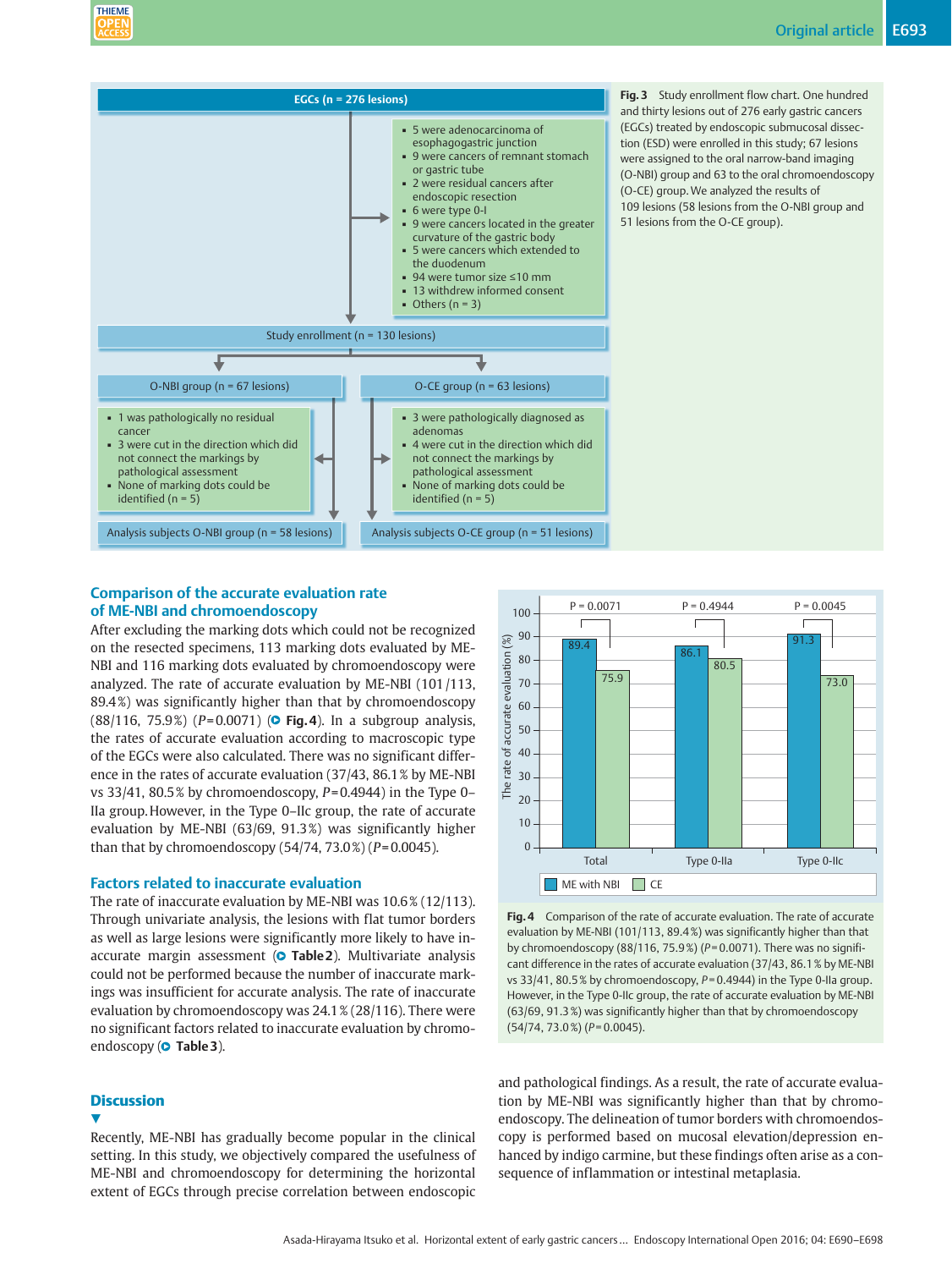EGCs (n = 276 lesions)

- 5 were adenocarcinoma of esophagogastric junction
- 9 were cancers of remnant stomach or gastric tube
- 2 were residual cancers after endoscopic resection
- 6 were type 0-I
- 9 were cancers located in the greater curvature of the gastric body
- 5 were cancers which extended to the duodenum
- 94 were tumor size ≤10 mm
- 13 withdrew informed consent
- Others (n = 3)

Study enrollment (n = 130 lesions)

O-NBI group (n = 67 lesions)

- 1 was pathologically no residual cancer
- 3 were cut in the direction which did not connect the markings by pathological assessment
- None of marking dots could be identified (n = 5)

Analysis subjects O-NBI group (n = 58 lesions)

O-CE group (n = 63 lesions)

- 3 were pathologically diagnosed as adenomas
- 4 were cut in the direction which did not connect the markings by pathological assessment
- None of marking dots could be identified (n = 5)

Analysis subjects O-CE group (n = 51 lesions)

**Fig. 3** Study enrollment flow chart. One hundred and thirty lesions out of 276 early gastric cancers (EGCs) treated by endoscopic submucosal dissection (ESD) were enrolled in this study; 67 lesions were assigned to the oral narrow-band imaging (O-NBI) group and 63 to the oral chromoendoscopy (O-CE) group. We analyzed the results of 109 lesions (58 lesions from the O-NBI group and 51 lesions from the O-CE group).

## Comparison of the accurate evaluation rate of ME-NBI and chromoendoscopy

After excluding the marking dots which could not be recognized on the resected specimens, 113 marking dots evaluated by ME-NBI and 116 marking dots evaluated by chromoendoscopy were analyzed. The rate of accurate evaluation by ME-NBI (101/113, 89.4%) was significantly higher than that by chromoendoscopy (88/116, 75.9%) ($P$ = 0.0071) (Fig. 4). In a subgroup analysis, the rates of accurate evaluation according to macroscopic type of the EGCs were also calculated. There was no significant difference in the rates of accurate evaluation (37/43, 86.1% by ME-NBI vs 33/41, 80.5% by chromoendoscopy, $P$ = 0.4944) in the Type 0–IIa group. However, in the Type 0–IIc group, the rate of accurate evaluation by ME-NBI (63/69, 91.3%) was significantly higher than that by chromoendoscopy (54/74, 73.0%) ($P$ = 0.0045).

## Factors related to inaccurate evaluation

The rate of inaccurate evaluation by ME-NBI was 10.6% (12/113). Through univariate analysis, the lesions with flat tumor borders as well as large lesions were significantly more likely to have inaccurate margin assessment (Table 2). Multivariate analysis could not be performed because the number of inaccurate markings was insufficient for accurate analysis. The rate of inaccurate evaluation by chromoendoscopy was 24.1% (28/116). There were no significant factors related to inaccurate evaluation by chromoendoscopy (Table 3).

| | ME with NBI | CE | P |
|---|---|---|---|
| Total | 89.4 | 75.9 | 0.0071 |
| Type 0-IIa | 86.1 | 80.5 | 0.4944 |
| Type 0-IIc | 91.3 | 73.0 | 0.0045 |

**Fig. 4** Comparison of the rate of accurate evaluation. The rate of accurate evaluation by ME-NBI (101/113, 89.4%) was significantly higher than that by chromoendoscopy (88/116, 75.9%) ($P$ = 0.0071). There was no significant difference in the rates of accurate evaluation (37/43, 86.1% by ME-NBI vs 33/41, 80.5%, by chromoendoscopy, $P$ = 0.4944) in the Type 0-IIa group. However, in the Type 0-IIc group, the rate of accurate evaluation by ME-NBI (63/69, 91.3%) was significantly higher than that by chromoendoscopy (54/74, 73.0%) ($P$ = 0.0045).

# Discussion

Recently, ME-NBI has gradually become popular in the clinical setting. In this study, we objectively compared the usefulness of ME-NBI and chromoendoscopy for determining the horizontal extent of EGCs through precise correlation between endoscopic and pathological findings. As a result, the rate of accurate evaluation by ME-NBI was significantly higher than that by chromoendoscopy. The delineation of tumor borders with chromoendoscopy is performed based on mucosal elevation/depression enhanced by indigo carmine, but these findings often arise as a consequence of inflammation or intestinal metaplasia.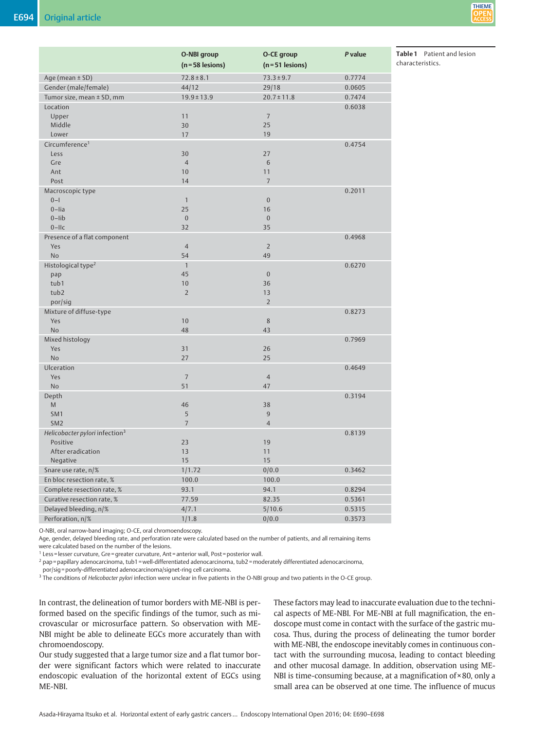**Table 1** Patient and lesion characteristics.

| | O-NBI group (n = 58 lesions) | O-CE group (n = 51 lesions) | *P* value |
|---|---|---|---|
| Age (mean ± SD) | 72.8 ± 8.1 | 73.3 ± 9.7 | 0.7774 |
| Gender (male/female) | 44/12 | 29/18 | 0.0605 |
| Tumor size, mean ± SD, mm | 19.9 ± 13.9 | 20.7 ± 11.8 | 0.7474 |
| Location | | | 0.6038 |
| Upper | 11 | 7 | |
| Middle | 30 | 25 | |
| Lower | 17 | 19 | |
| Circumference[1] | | | 0.4754 |
| Less | 30 | 27 | |
| Gre | 4 | 6 | |
| Ant | 10 | 11 | |
| Post | 14 | 7 | |
| Macroscopic type | | | 0.2011 |
| 0–I | 1 | 0 | |
| 0–Iia | 25 | 16 | |
| 0–Iib | 0 | 0 | |
| 0–IIc | 32 | 35 | |
| Presence of a flat component | | | 0.4968 |
| Yes | 4 | 2 | |
| No | 54 | 49 | |
| Histological type[2] | 1 | | 0.6270 |
| pap | 45 | 0 | |
| tub1 | 10 | 36 | |
| tub2 | 2 | 13 | |
| por/sig | | 2 | |
| Mixture of diffuse-type | | | 0.8273 |
| Yes | 10 | 8 | |
| No | 48 | 43 | |
| Mixed histology | | | 0.7969 |
| Yes | 31 | 26 | |
| No | 27 | 25 | |
| Ulceration | | | 0.4649 |
| Yes | 7 | 4 | |
| No | 51 | 47 | |
| Depth | | | 0.3194 |
| M | 46 | 38 | |
| SM1 | 5 | 9 | |
| SM2 | 7 | 4 | |
| *Helicobacter pylori* infection[3] | | | 0.8139 |
| Positive | 23 | 19 | |
| After eradication | 13 | 11 | |
| Negative | 15 | 15 | |
| Snare use rate, n/% | 1/1.72 | 0/0.0 | 0.3462 |
| En bloc resection rate, % | 100.0 | 100.0 | |
| Complete resection rate, % | 93.1 | 94.1 | 0.8294 |
| Curative resection rate, % | 77.59 | 82.35 | 0.5361 |
| Delayed bleeding, n/% | 4/7.1 | 5/10.6 | 0.5315 |
| Perforation, n/% | 1/1.8 | 0/0.0 | 0.3573 |

O-NBI, oral narrow-band imaging; O-CE, oral chromoendoscopy.
Age, gender, delayed bleeding rate, and perforation rate were calculated based on the number of patients, and all remaining items were calculated based on the number of the lesions.
[1] Less = lesser curvature, Gre = greater curvature, Ant = anterior wall, Post = posterior wall.
[2] pap = papillary adenocarcinoma, tub1 = well-differentiated adenocarcinoma, tub2 = moderately differentiated adenocarcinoma, por/sig = poorly-differentiated adenocarcinoma/signet-ring cell carcinoma.
[3] The conditions of *Helicobacter pylori* infection were unclear in five patients in the O-NBI group and two patients in the O-CE group.

In contrast, the delineation of tumor borders with ME-NBI is performed based on the specific findings of the tumor, such as microvascular or microsurface pattern. So observation with ME-NBI might be able to delineate EGCs more accurately than with chromoendoscopy.

Our study suggested that a large tumor size and a flat tumor border were significant factors which were related to inaccurate endoscopic evaluation of the horizontal extent of EGCs using ME-NBI.

These factors may lead to inaccurate evaluation due to the technical aspects of ME-NBI. For ME-NBI at full magnification, the endoscope must come in contact with the surface of the gastric mucosa. Thus, during the process of delineating the tumor border with ME-NBI, the endoscope inevitably comes in continuous contact with the surrounding mucosa, leading to contact bleeding and other mucosal damage. In addition, observation using ME-NBI is time-consuming because, at a magnification of × 80, only a small area can be observed at one time. The influence of mucus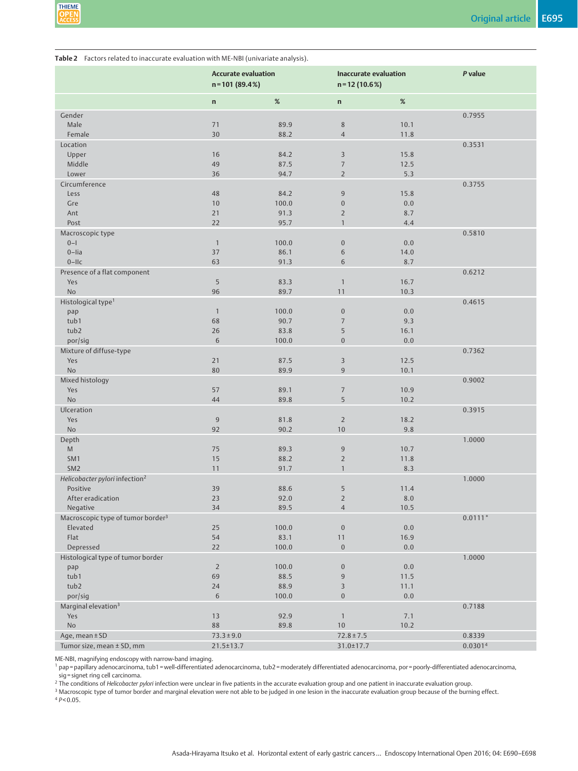**Table 2** Factors related to inaccurate evaluation with ME-NBI (univariate analysis).

| | Accurate evaluation n = 101 (89.4 %) | | Inaccurate evaluation n = 12 (10.6 %) | | *P* value |
|---|---|---|---|---|---|
| | n | % | n | % | |
| Gender | | | | | 0.7955 |
| Male | 71 | 89.9 | 8 | 10.1 | |
| Female | 30 | 88.2 | 4 | 11.8 | |
| Location | | | | | 0.3531 |
| Upper | 16 | 84.2 | 3 | 15.8 | |
| Middle | 49 | 87.5 | 7 | 12.5 | |
| Lower | 36 | 94.7 | 2 | 5.3 | |
| Circumference | | | | | 0.3755 |
| Less | 48 | 84.2 | 9 | 15.8 | |
| Gre | 10 | 100.0 | 0 | 0.0 | |
| Ant | 21 | 91.3 | 2 | 8.7 | |
| Post | 22 | 95.7 | 1 | 4.4 | |
| Macroscopic type | | | | | 0.5810 |
| 0–I | 1 | 100.0 | 0 | 0.0 | |
| 0–Iia | 37 | 86.1 | 6 | 14.0 | |
| 0–IIc | 63 | 91.3 | 6 | 8.7 | |
| Presence of a flat component | | | | | 0.6212 |
| Yes | 5 | 83.3 | 1 | 16.7 | |
| No | 96 | 89.7 | 11 | 10.3 | |
| Histological type[1] | | | | | 0.4615 |
| pap | 1 | 100.0 | 0 | 0.0 | |
| tub1 | 68 | 90.7 | 7 | 9.3 | |
| tub2 | 26 | 83.8 | 5 | 16.1 | |
| por/sig | 6 | 100.0 | 0 | 0.0 | |
| Mixture of diffuse-type | | | | | 0.7362 |
| Yes | 21 | 87.5 | 3 | 12.5 | |
| No | 80 | 89.9 | 9 | 10.1 | |
| Mixed histology | | | | | 0.9002 |
| Yes | 57 | 89.1 | 7 | 10.9 | |
| No | 44 | 89.8 | 5 | 10.2 | |
| Ulceration | | | | | 0.3915 |
| Yes | 9 | 81.8 | 2 | 18.2 | |
| No | 92 | 90.2 | 10 | 9.8 | |
| Depth | | | | | 1.0000 |
| M | 75 | 89.3 | 9 | 10.7 | |
| SM1 | 15 | 88.2 | 2 | 11.8 | |
| SM2 | 11 | 91.7 | 1 | 8.3 | |
| *Helicobacter pylori* infection[2] | | | | | 1.0000 |
| Positive | 39 | 88.6 | 5 | 11.4 | |
| After eradication | 23 | 92.0 | 2 | 8.0 | |
| Negative | 34 | 89.5 | 4 | 10.5 | |
| Macroscopic type of tumor border[3] | | | | | 0.0111* |
| Elevated | 25 | 100.0 | 0 | 0.0 | |
| Flat | 54 | 83.1 | 11 | 16.9 | |
| Depressed | 22 | 100.0 | 0 | 0.0 | |
| Histological type of tumor border | | | | | 1.0000 |
| pap | 2 | 100.0 | 0 | 0.0 | |
| tub1 | 69 | 88.5 | 9 | 11.5 | |
| tub2 | 24 | 88.9 | 3 | 11.1 | |
| por/sig | 6 | 100.0 | 0 | 0.0 | |
| Marginal elevation[3] | | | | | 0.7188 |
| Yes | 13 | 92.9 | 1 | 7.1 | |
| No | 88 | 89.8 | 10 | 10.2 | |
| Age, mean ± SD | 73.3 ± 9.0 | | 72.8 ± 7.5 | | 0.8339 |
| Tumor size, mean ± SD, mm | 21.5±13.7 | | 31.0±17.7 | | 0.0301[4] |

ME-NBI, magnifying endoscopy with narrow-band imaging.

[1] pap = papillary adenocarcinoma, tub1 = well-differentiated adenocarcinoma, tub2 = moderately differentiated adenocarcinoma, por = poorly-differentiated adenocarcinoma, sig = signet ring cell carcinoma.

[2] The conditions of *Helicobacter pylori* infection were unclear in five patients in the accurate evaluation group and one patient in inaccurate evaluation group.

[3] Macroscopic type of tumor border and marginal elevation were not able to be judged in one lesion in the inaccurate evaluation group because of the burning effect.

[4] $P < 0.05$.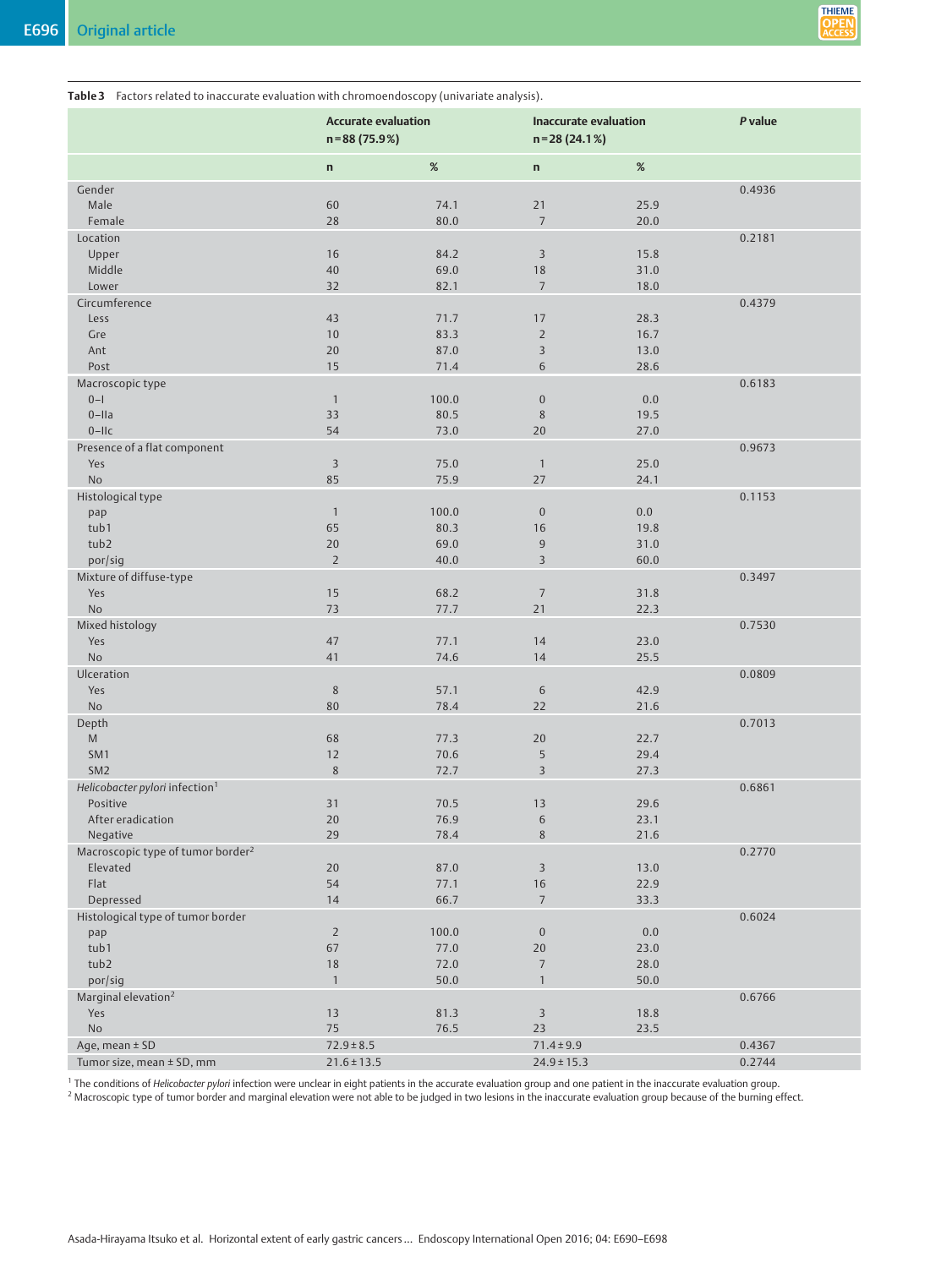**Table 3** Factors related to inaccurate evaluation with chromoendoscopy (univariate analysis).

| | Accurate evaluation n = 88 (75.9 %) | | Inaccurate evaluation n = 28 (24.1 %) | | *P* value |
|---|---|---|---|---|---|
| | n | % | n | % | |
| Gender | | | | | 0.4936 |
| Male | 60 | 74.1 | 21 | 25.9 | |
| Female | 28 | 80.0 | 7 | 20.0 | |
| Location | | | | | 0.2181 |
| Upper | 16 | 84.2 | 3 | 15.8 | |
| Middle | 40 | 69.0 | 18 | 31.0 | |
| Lower | 32 | 82.1 | 7 | 18.0 | |
| Circumference | | | | | 0.4379 |
| Less | 43 | 71.7 | 17 | 28.3 | |
| Gre | 10 | 83.3 | 2 | 16.7 | |
| Ant | 20 | 87.0 | 3 | 13.0 | |
| Post | 15 | 71.4 | 6 | 28.6 | |
| Macroscopic type | | | | | 0.6183 |
| 0–I | 1 | 100.0 | 0 | 0.0 | |
| 0–IIa | 33 | 80.5 | 8 | 19.5 | |
| 0–IIc | 54 | 73.0 | 20 | 27.0 | |
| Presence of a flat component | | | | | 0.9673 |
| Yes | 3 | 75.0 | 1 | 25.0 | |
| No | 85 | 75.9 | 27 | 24.1 | |
| Histological type | | | | | 0.1153 |
| pap | 1 | 100.0 | 0 | 0.0 | |
| tub1 | 65 | 80.3 | 16 | 19.8 | |
| tub2 | 20 | 69.0 | 9 | 31.0 | |
| por/sig | 2 | 40.0 | 3 | 60.0 | |
| Mixture of diffuse-type | | | | | 0.3497 |
| Yes | 15 | 68.2 | 7 | 31.8 | |
| No | 73 | 77.7 | 21 | 22.3 | |
| Mixed histology | | | | | 0.7530 |
| Yes | 47 | 77.1 | 14 | 23.0 | |
| No | 41 | 74.6 | 14 | 25.5 | |
| Ulceration | | | | | 0.0809 |
| Yes | 8 | 57.1 | 6 | 42.9 | |
| No | 80 | 78.4 | 22 | 21.6 | |
| Depth | | | | | 0.7013 |
| M | 68 | 77.3 | 20 | 22.7 | |
| SM1 | 12 | 70.6 | 5 | 29.4 | |
| SM2 | 8 | 72.7 | 3 | 27.3 | |
| *Helicobacter pylori* infection[1] | | | | | 0.6861 |
| Positive | 31 | 70.5 | 13 | 29.6 | |
| After eradication | 20 | 76.9 | 6 | 23.1 | |
| Negative | 29 | 78.4 | 8 | 21.6 | |
| Macroscopic type of tumor border[2] | | | | | 0.2770 |
| Elevated | 20 | 87.0 | 3 | 13.0 | |
| Flat | 54 | 77.1 | 16 | 22.9 | |
| Depressed | 14 | 66.7 | 7 | 33.3 | |
| Histological type of tumor border | | | | | 0.6024 |
| pap | 2 | 100.0 | 0 | 0.0 | |
| tub1 | 67 | 77.0 | 20 | 23.0 | |
| tub2 | 18 | 72.0 | 7 | 28.0 | |
| por/sig | 1 | 50.0 | 1 | 50.0 | |
| Marginal elevation[2] | | | | | 0.6766 |
| Yes | 13 | 81.3 | 3 | 18.8 | |
| No | 75 | 76.5 | 23 | 23.5 | |
| Age, mean ± SD | 72.9 ± 8.5 | | 71.4 ± 9.9 | | 0.4367 |
| Tumor size, mean ± SD, mm | 21.6 ± 13.5 | | 24.9 ± 15.3 | | 0.2744 |

[1] The conditions of *Helicobacter pylori* infection were unclear in eight patients in the accurate evaluation group and one patient in the inaccurate evaluation group.
[2] Macroscopic type of tumor border and marginal elevation were not able to be judged in two lesions in the inaccurate evaluation group because of the burning effect.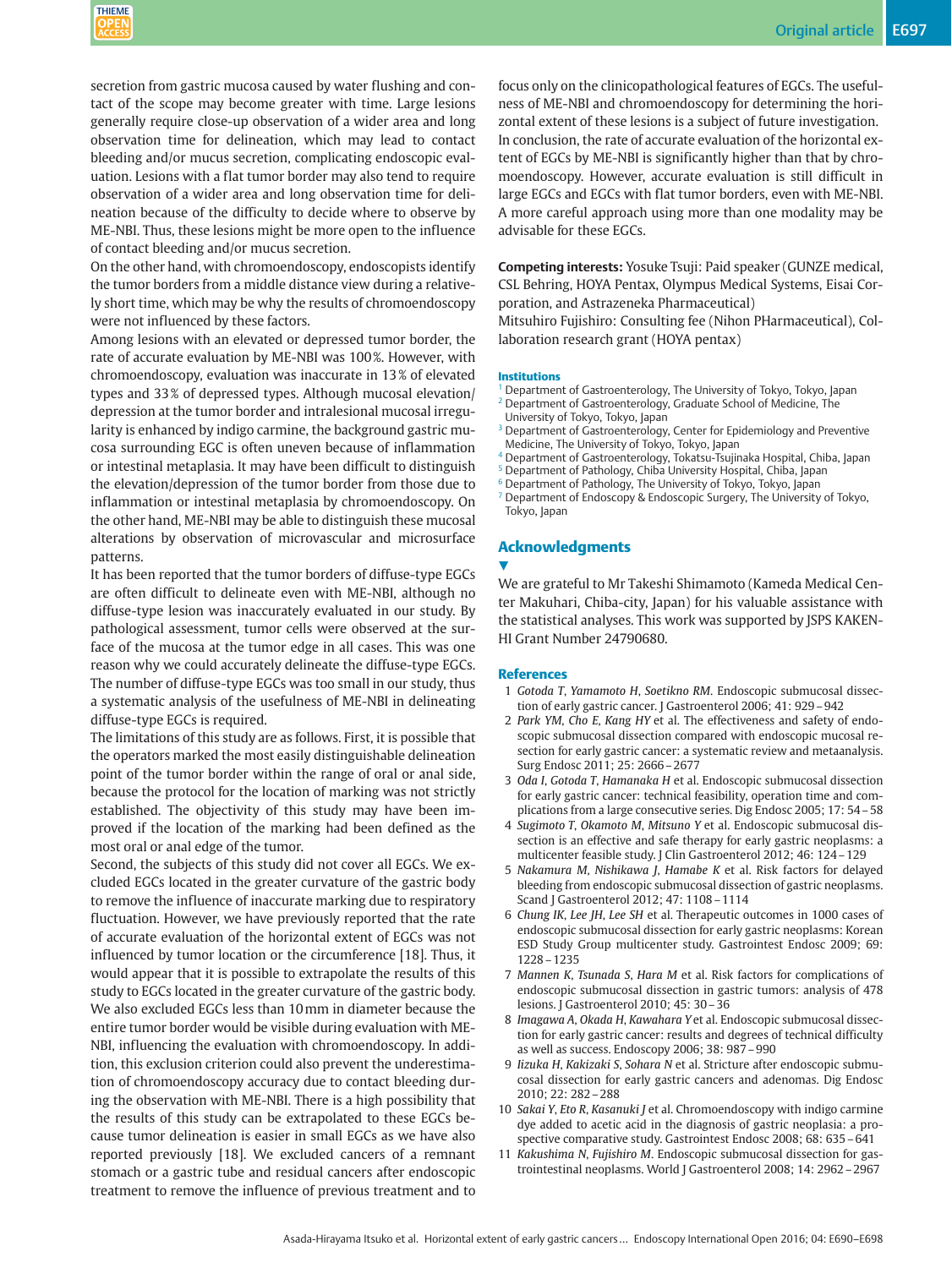secretion from gastric mucosa caused by water flushing and contact of the scope may become greater with time. Large lesions generally require close-up observation of a wider area and long observation time for delineation, which may lead to contact bleeding and/or mucus secretion, complicating endoscopic evaluation. Lesions with a flat tumor border may also tend to require observation of a wider area and long observation time for delineation because of the difficulty to decide where to observe by ME-NBI. Thus, these lesions might be more open to the influence of contact bleeding and/or mucus secretion.

On the other hand, with chromoendoscopy, endoscopists identify the tumor borders from a middle distance view during a relatively short time, which may be why the results of chromoendoscopy were not influenced by these factors.

Among lesions with an elevated or depressed tumor border, the rate of accurate evaluation by ME-NBI was 100 %. However, with chromoendoscopy, evaluation was inaccurate in 13 % of elevated types and 33 % of depressed types. Although mucosal elevation/depression at the tumor border and intralesional mucosal irregularity is enhanced by indigo carmine, the background gastric mucosa surrounding EGC is often uneven because of inflammation or intestinal metaplasia. It may have been difficult to distinguish the elevation/depression of the tumor border from those due to inflammation or intestinal metaplasia by chromoendoscopy. On the other hand, ME-NBI may be able to distinguish these mucosal alterations by observation of microvascular and microsurface patterns.

It has been reported that the tumor borders of diffuse-type EGCs are often difficult to delineate even with ME-NBI, although no diffuse-type lesion was inaccurately evaluated in our study. By pathological assessment, tumor cells were observed at the surface of the mucosa at the tumor edge in all cases. This was one reason why we could accurately delineate the diffuse-type EGCs. The number of diffuse-type EGCs was too small in our study, thus a systematic analysis of the usefulness of ME-NBI in delineating diffuse-type EGCs is required.

The limitations of this study are as follows. First, it is possible that the operators marked the most easily distinguishable delineation point of the tumor border within the range of oral or anal side, because the protocol for the location of marking was not strictly established. The objectivity of this study may have been improved if the location of the marking had been defined as the most oral or anal edge of the tumor.

Second, the subjects of this study did not cover all EGCs. We excluded EGCs located in the greater curvature of the gastric body to remove the influence of inaccurate marking due to respiratory fluctuation. However, we have previously reported that the rate of accurate evaluation of the horizontal extent of EGCs was not influenced by tumor location or the circumference [18]. Thus, it would appear that it is possible to extrapolate the results of this study to EGCs located in the greater curvature of the gastric body. We also excluded EGCs less than 10 mm in diameter because the entire tumor border would be visible during evaluation with ME-NBI, influencing the evaluation with chromoendoscopy. In addition, this exclusion criterion could also prevent the underestimation of chromoendoscopy accuracy due to contact bleeding during the observation with ME-NBI. There is a high possibility that the results of this study can be extrapolated to these EGCs because tumor delineation is easier in small EGCs as we have also reported previously [18]. We excluded cancers of a remnant stomach or a gastric tube and residual cancers after endoscopic treatment to remove the influence of previous treatment and to focus only on the clinicopathological features of EGCs. The usefulness of ME-NBI and chromoendoscopy for determining the horizontal extent of these lesions is a subject of future investigation.

In conclusion, the rate of accurate evaluation of the horizontal extent of EGCs by ME-NBI is significantly higher than that by chromoendoscopy. However, accurate evaluation is still difficult in large EGCs and EGCs with flat tumor borders, even with ME-NBI. A more careful approach using more than one modality may be advisable for these EGCs.

**Competing interests:** Yosuke Tsuji: Paid speaker (GUNZE medical, CSL Behring, HOYA Pentax, Olympus Medical Systems, Eisai Corporation, and Astrazeneka Pharmaceutical)
Mitsuhiro Fujishiro: Consulting fee (Nihon PHarmaceutical), Collaboration research grant (HOYA pentax)

### Institutions

[1] Department of Gastroenterology, The University of Tokyo, Tokyo, Japan
[2] Department of Gastroenterology, Graduate School of Medicine, The University of Tokyo, Tokyo, Japan
[3] Department of Gastroenterology, Center for Epidemiology and Preventive Medicine, The University of Tokyo, Tokyo, Japan
[4] Department of Gastroenterology, Tokatsu-Tsujinaka Hospital, Chiba, Japan
[5] Department of Pathology, Chiba University Hospital, Chiba, Japan
[6] Department of Pathology, The University of Tokyo, Tokyo, Japan
[7] Department of Endoscopy & Endoscopic Surgery, The University of Tokyo, Tokyo, Japan

## Acknowledgments

We are grateful to Mr Takeshi Shimamoto (Kameda Medical Center Makuhari, Chiba-city, Japan) for his valuable assistance with the statistical analyses. This work was supported by JSPS KAKENHI Grant Number 24790680.

## References

1 *Gotoda T, Yamamoto H, Soetikno RM.* Endoscopic submucosal dissection of early gastric cancer. J Gastroenterol 2006; 41: 929 – 942
2 *Park YM, Cho E, Kang HY* et al. The effectiveness and safety of endoscopic submucosal dissection compared with endoscopic mucosal resection for early gastric cancer: a systematic review and metaanalysis. Surg Endosc 2011; 25: 2666 – 2677
3 *Oda I, Gotoda T, Hamanaka H* et al. Endoscopic submucosal dissection for early gastric cancer: technical feasibility, operation time and complications from a large consecutive series. Dig Endosc 2005; 17: 54 – 58
4 *Sugimoto T, Okamoto M, Mitsuno Y* et al. Endoscopic submucosal dissection is an effective and safe therapy for early gastric neoplasms: a multicenter feasible study. J Clin Gastroenterol 2012; 46: 124 – 129
5 *Nakamura M, Nishikawa J, Hamabe K* et al. Risk factors for delayed bleeding from endoscopic submucosal dissection of gastric neoplasms. Scand J Gastroenterol 2012; 47: 1108 – 1114
6 *Chung IK, Lee JH, Lee SH* et al. Therapeutic outcomes in 1000 cases of endoscopic submucosal dissection for early gastric neoplasms: Korean ESD Study Group multicenter study. Gastrointest Endosc 2009; 69: 1228 – 1235
7 *Mannen K, Tsunada S, Hara M* et al. Risk factors for complications of endoscopic submucosal dissection in gastric tumors: analysis of 478 lesions. J Gastroenterol 2010; 45: 30 – 36
8 *Imagawa A, Okada H, Kawahara Y* et al. Endoscopic submucosal dissection for early gastric cancer: results and degrees of technical difficulty as well as success. Endoscopy 2006; 38: 987 – 990
9 *Iizuka H, Kakizaki S, Sohara N* et al. Stricture after endoscopic submucosal dissection for early gastric cancers and adenomas. Dig Endosc 2010; 22: 282 – 288
10 *Sakai Y, Eto R, Kasanuki J* et al. Chromoendoscopy with indigo carmine dye added to acetic acid in the diagnosis of gastric neoplasia: a prospective comparative study. Gastrointest Endosc 2008; 68: 635 – 641
11 *Kakushima N, Fujishiro M.* Endoscopic submucosal dissection for gastrointestinal neoplasms. World J Gastroenterol 2008; 14: 2962 – 2967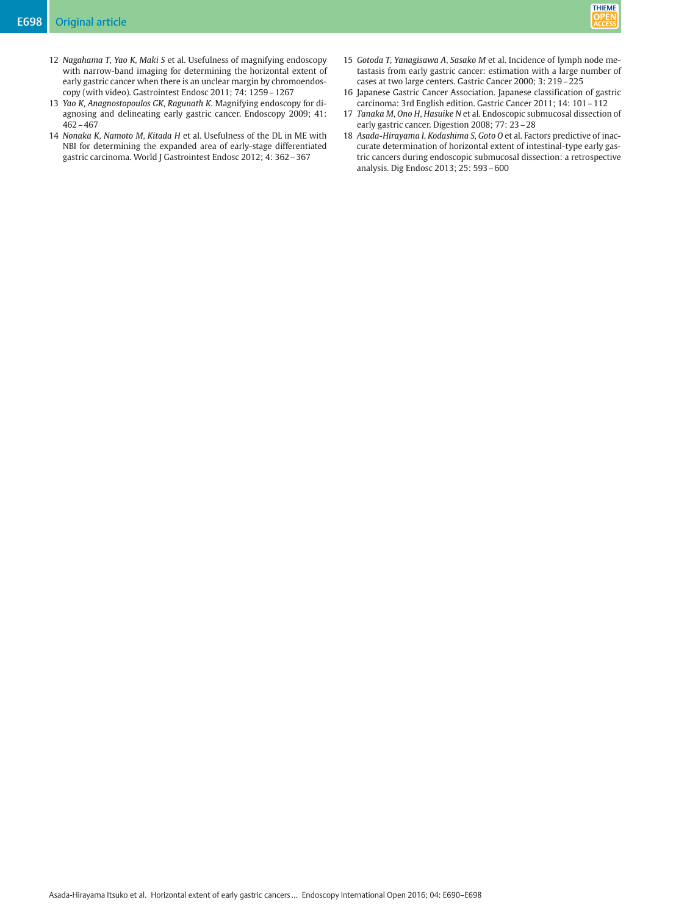12 *Nagahama T*, *Yao K*, *Maki S* et al. Usefulness of magnifying endoscopy with narrow-band imaging for determining the horizontal extent of early gastric cancer when there is an unclear margin by chromoendoscopy (with video). Gastrointest Endosc 2011; 74: 1259 – 1267

13 *Yao K*, *Anagnostopoulos GK*, *Ragunath K*. Magnifying endoscopy for diagnosing and delineating early gastric cancer. Endoscopy 2009; 41: 462 – 467

14 *Nonaka K*, *Namoto M*, *Kitada H* et al. Usefulness of the DL in ME with NBI for determining the expanded area of early-stage differentiated gastric carcinoma. World J Gastrointest Endosc 2012; 4: 362 – 367

15 *Gotoda T*, *Yanagisawa A*, *Sasako M* et al. Incidence of lymph node metastasis from early gastric cancer: estimation with a large number of cases at two large centers. Gastric Cancer 2000; 3: 219 – 225

16 Japanese Gastric Cancer Association. Japanese classification of gastric carcinoma: 3rd English edition. Gastric Cancer 2011; 14: 101 – 112

17 *Tanaka M*, *Ono H*, *Hasuike N* et al. Endoscopic submucosal dissection of early gastric cancer. Digestion 2008; 77: 23 – 28

18 *Asada-Hirayama I*, *Kodashima S*, *Goto O* et al. Factors predictive of inaccurate determination of horizontal extent of intestinal-type early gastric cancers during endoscopic submucosal dissection: a retrospective analysis. Dig Endosc 2013; 25: 593 – 600